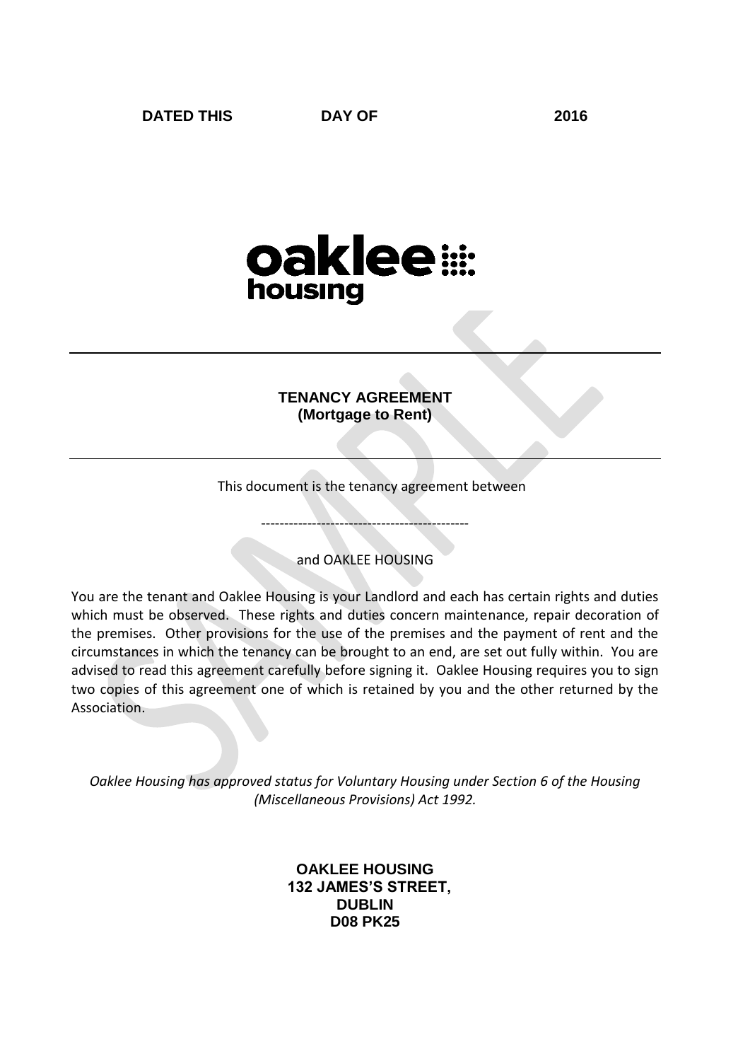**DATED THIS DAY OF 2016**

oaklee housing

---

**TENANCY AGREEMENT**
**(Mortgage to Rent)**

---

This document is the tenancy agreement between

----------------------------------------------

and OAKLEE HOUSING

You are the tenant and Oaklee Housing is your Landlord and each has certain rights and duties which must be observed. These rights and duties concern maintenance, repair decoration of the premises. Other provisions for the use of the premises and the payment of rent and the circumstances in which the tenancy can be brought to an end, are set out fully within. You are advised to read this agreement carefully before signing it. Oaklee Housing requires you to sign two copies of this agreement one of which is retained by you and the other returned by the Association.

*Oaklee Housing has approved status for Voluntary Housing under Section 6 of the Housing (Miscellaneous Provisions) Act 1992.*

**OAKLEE HOUSING**
**132 JAMES'S STREET,**
**DUBLIN**
**D08 PK25**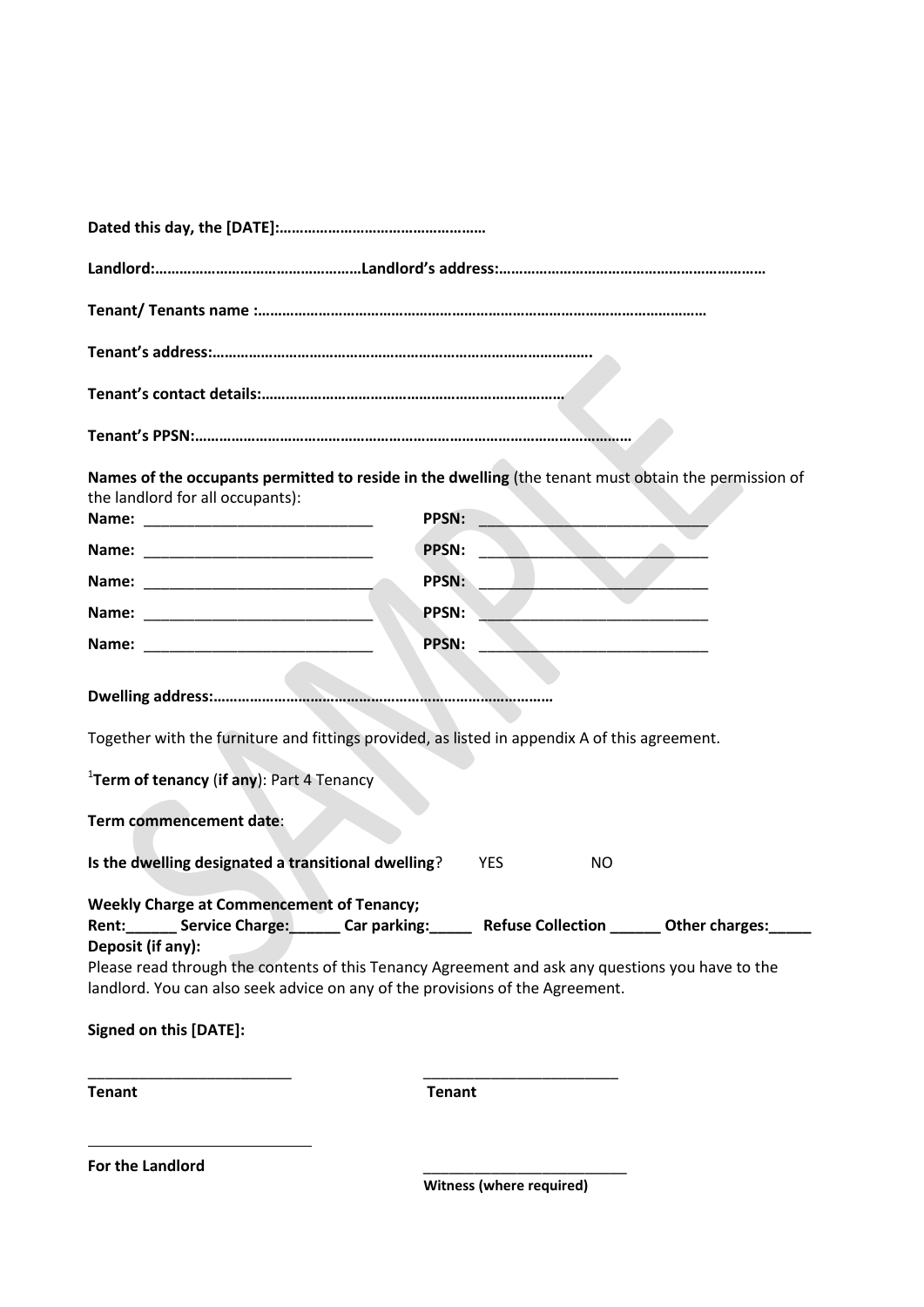**Dated this day, the [DATE]:……………………………………………**

**Landlord:……………………………………………Landlord's address:…………………………………………………………**

**Tenant/ Tenants name :…………………………………………………………………………………………………**

**Tenant's address:………………………………………………………………………………….**

**Tenant's contact details:…………………………………………………………………**

**Tenant's PPSN:……………………………………………………………………………………………**

**Names of the occupants permitted to reside in the dwelling** (the tenant must obtain the permission of the landlord for all occupants):

**Name:** ____________________________ **PPSN:** ____________________________

**Name:** ____________________________ **PPSN:** ____________________________

**Name:** ____________________________ **PPSN:** ____________________________

**Name:** ____________________________ **PPSN:** ____________________________

**Name:** ____________________________ **PPSN:** ____________________________

**Dwelling address:………………………………………………………………………**

Together with the furniture and fittings provided, as listed in appendix A of this agreement.

[1]**Term of tenancy** (**if any**): Part 4 Tenancy

**Term commencement date**:

**Is the dwelling designated a transitional dwelling**? YES NO

**Weekly Charge at Commencement of Tenancy;**
**Rent:______ Service Charge:______ Car parking:_____ Refuse Collection ______ Other charges:_____**
**Deposit (if any):**

Please read through the contents of this Tenancy Agreement and ask any questions you have to the landlord. You can also seek advice on any of the provisions of the Agreement.

**Signed on this [DATE]:**

_________________________ _________________________
**Tenant** **Tenant**

_________________________
**For the Landlord**

_________________________
**Witness (where required)**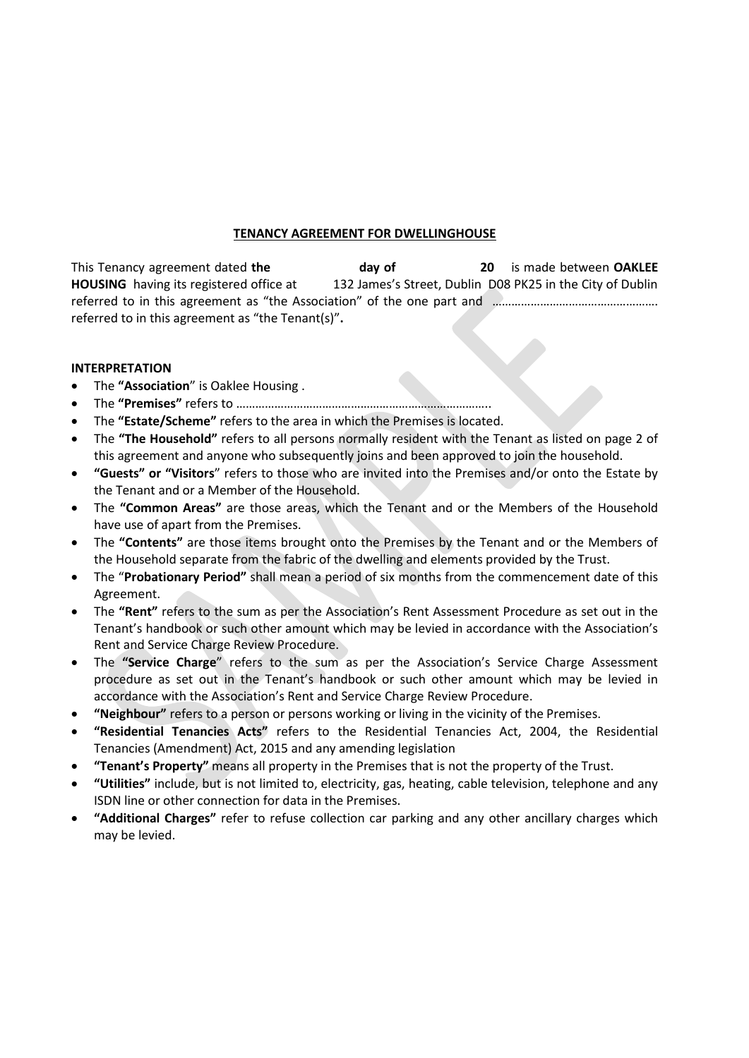**TENANCY AGREEMENT FOR DWELLINGHOUSE**

This Tenancy agreement dated **the** **day of** **20** is made between **OAKLEE HOUSING** having its registered office at 132 James's Street, Dublin D08 PK25 in the City of Dublin referred to in this agreement as "the Association" of the one part and ………………………………………….. referred to in this agreement as "the Tenant(s)"**.**

**INTERPRETATION**

- The **"Association**" is Oaklee Housing .
- The **"Premises"** refers to ……………………………………………………………………..
- The **"Estate/Scheme"** refers to the area in which the Premises is located.
- The **"The Household"** refers to all persons normally resident with the Tenant as listed on page 2 of this agreement and anyone who subsequently joins and been approved to join the household.
- **"Guests" or "Visitors**" refers to those who are invited into the Premises and/or onto the Estate by the Tenant and or a Member of the Household.
- The **"Common Areas"** are those areas, which the Tenant and or the Members of the Household have use of apart from the Premises.
- The **"Contents"** are those items brought onto the Premises by the Tenant and or the Members of the Household separate from the fabric of the dwelling and elements provided by the Trust.
- The "**Probationary Period"** shall mean a period of six months from the commencement date of this Agreement.
- The **"Rent"** refers to the sum as per the Association's Rent Assessment Procedure as set out in the Tenant's handbook or such other amount which may be levied in accordance with the Association's Rent and Service Charge Review Procedure.
- The **"Service Charge**" refers to the sum as per the Association's Service Charge Assessment procedure as set out in the Tenant's handbook or such other amount which may be levied in accordance with the Association's Rent and Service Charge Review Procedure.
- **"Neighbour"** refers to a person or persons working or living in the vicinity of the Premises.
- **"Residential Tenancies Acts"** refers to the Residential Tenancies Act, 2004, the Residential Tenancies (Amendment) Act, 2015 and any amending legislation
- **"Tenant's Property"** means all property in the Premises that is not the property of the Trust.
- **"Utilities"** include, but is not limited to, electricity, gas, heating, cable television, telephone and any ISDN line or other connection for data in the Premises.
- **"Additional Charges"** refer to refuse collection car parking and any other ancillary charges which may be levied.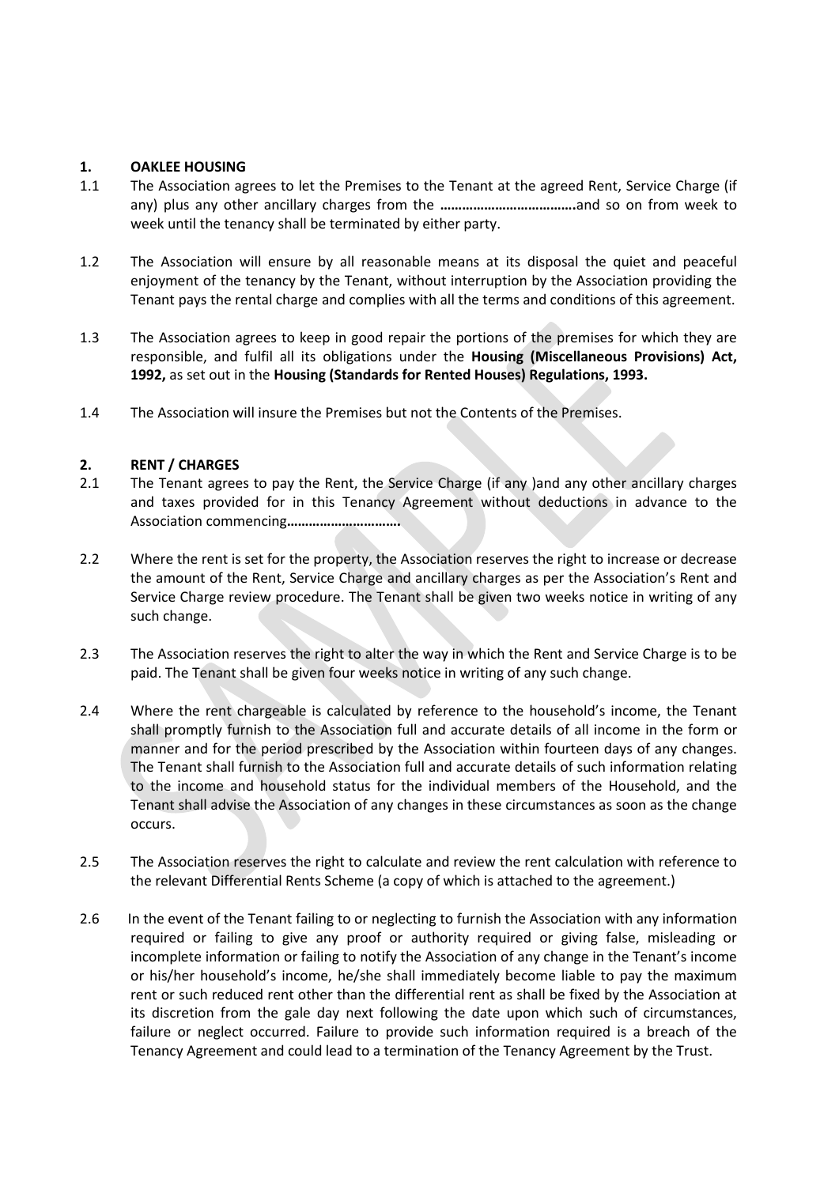## 1. OAKLEE HOUSING

1.1 The Association agrees to let the Premises to the Tenant at the agreed Rent, Service Charge (if any) plus any other ancillary charges from the **……………………………….**and so on from week to week until the tenancy shall be terminated by either party.

1.2 The Association will ensure by all reasonable means at its disposal the quiet and peaceful enjoyment of the tenancy by the Tenant, without interruption by the Association providing the Tenant pays the rental charge and complies with all the terms and conditions of this agreement.

1.3 The Association agrees to keep in good repair the portions of the premises for which they are responsible, and fulfil all its obligations under the **Housing (Miscellaneous Provisions) Act, 1992,** as set out in the **Housing (Standards for Rented Houses) Regulations, 1993.**

1.4 The Association will insure the Premises but not the Contents of the Premises.

## 2. RENT / CHARGES

2.1 The Tenant agrees to pay the Rent, the Service Charge (if any )and any other ancillary charges and taxes provided for in this Tenancy Agreement without deductions in advance to the Association commencing**…………………………**

2.2 Where the rent is set for the property, the Association reserves the right to increase or decrease the amount of the Rent, Service Charge and ancillary charges as per the Association's Rent and Service Charge review procedure. The Tenant shall be given two weeks notice in writing of any such change.

2.3 The Association reserves the right to alter the way in which the Rent and Service Charge is to be paid. The Tenant shall be given four weeks notice in writing of any such change.

2.4 Where the rent chargeable is calculated by reference to the household's income, the Tenant shall promptly furnish to the Association full and accurate details of all income in the form or manner and for the period prescribed by the Association within fourteen days of any changes. The Tenant shall furnish to the Association full and accurate details of such information relating to the income and household status for the individual members of the Household, and the Tenant shall advise the Association of any changes in these circumstances as soon as the change occurs.

2.5 The Association reserves the right to calculate and review the rent calculation with reference to the relevant Differential Rents Scheme (a copy of which is attached to the agreement.)

2.6 In the event of the Tenant failing to or neglecting to furnish the Association with any information required or failing to give any proof or authority required or giving false, misleading or incomplete information or failing to notify the Association of any change in the Tenant's income or his/her household's income, he/she shall immediately become liable to pay the maximum rent or such reduced rent other than the differential rent as shall be fixed by the Association at its discretion from the gale day next following the date upon which such of circumstances, failure or neglect occurred. Failure to provide such information required is a breach of the Tenancy Agreement and could lead to a termination of the Tenancy Agreement by the Trust.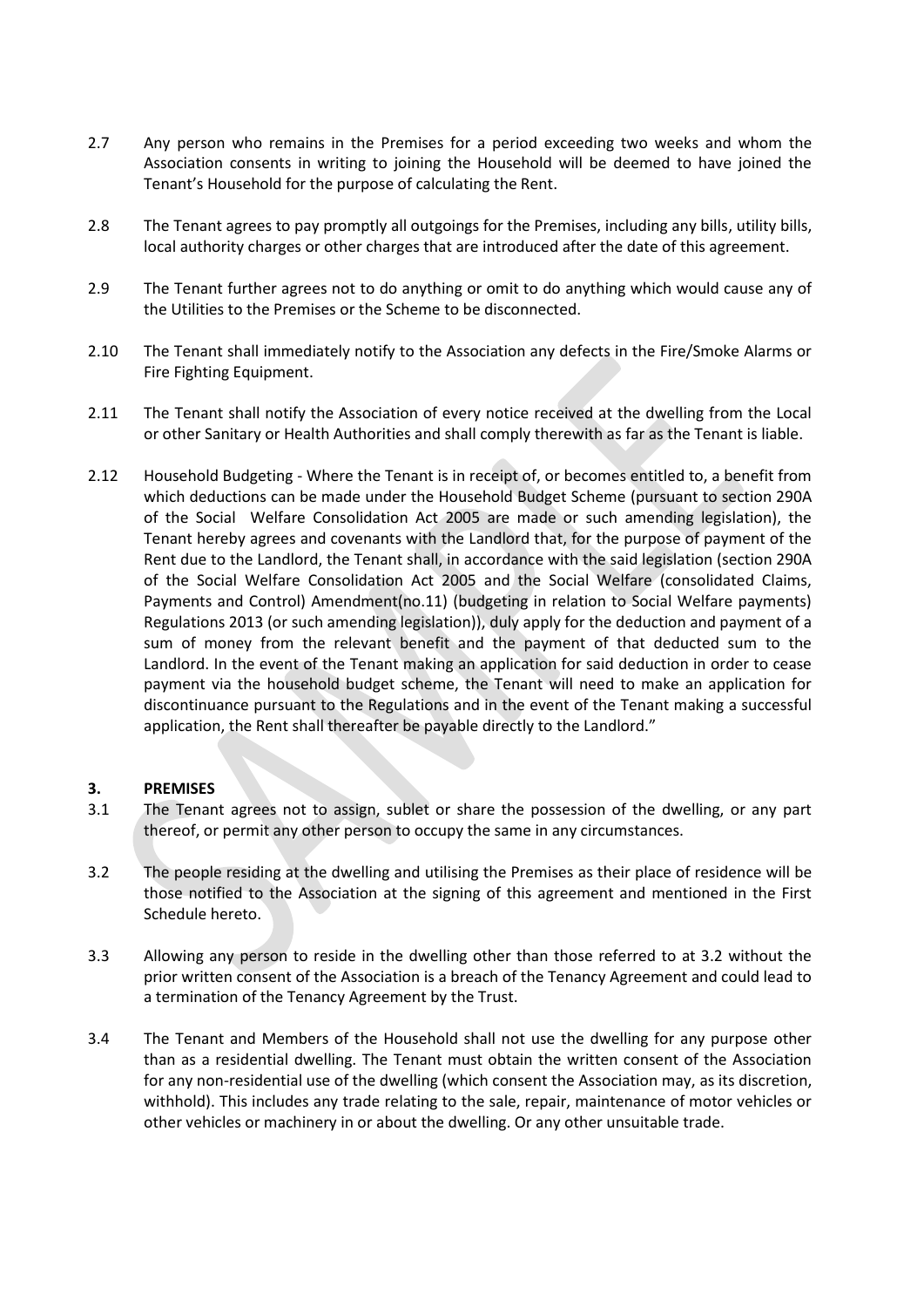2.7 Any person who remains in the Premises for a period exceeding two weeks and whom the Association consents in writing to joining the Household will be deemed to have joined the Tenant's Household for the purpose of calculating the Rent.

2.8 The Tenant agrees to pay promptly all outgoings for the Premises, including any bills, utility bills, local authority charges or other charges that are introduced after the date of this agreement.

2.9 The Tenant further agrees not to do anything or omit to do anything which would cause any of the Utilities to the Premises or the Scheme to be disconnected.

2.10 The Tenant shall immediately notify to the Association any defects in the Fire/Smoke Alarms or Fire Fighting Equipment.

2.11 The Tenant shall notify the Association of every notice received at the dwelling from the Local or other Sanitary or Health Authorities and shall comply therewith as far as the Tenant is liable.

2.12 Household Budgeting - Where the Tenant is in receipt of, or becomes entitled to, a benefit from which deductions can be made under the Household Budget Scheme (pursuant to section 290A of the Social Welfare Consolidation Act 2005 are made or such amending legislation), the Tenant hereby agrees and covenants with the Landlord that, for the purpose of payment of the Rent due to the Landlord, the Tenant shall, in accordance with the said legislation (section 290A of the Social Welfare Consolidation Act 2005 and the Social Welfare (consolidated Claims, Payments and Control) Amendment(no.11) (budgeting in relation to Social Welfare payments) Regulations 2013 (or such amending legislation)), duly apply for the deduction and payment of a sum of money from the relevant benefit and the payment of that deducted sum to the Landlord. In the event of the Tenant making an application for said deduction in order to cease payment via the household budget scheme, the Tenant will need to make an application for discontinuance pursuant to the Regulations and in the event of the Tenant making a successful application, the Rent shall thereafter be payable directly to the Landlord."

## 3. PREMISES

3.1 The Tenant agrees not to assign, sublet or share the possession of the dwelling, or any part thereof, or permit any other person to occupy the same in any circumstances.

3.2 The people residing at the dwelling and utilising the Premises as their place of residence will be those notified to the Association at the signing of this agreement and mentioned in the First Schedule hereto.

3.3 Allowing any person to reside in the dwelling other than those referred to at 3.2 without the prior written consent of the Association is a breach of the Tenancy Agreement and could lead to a termination of the Tenancy Agreement by the Trust.

3.4 The Tenant and Members of the Household shall not use the dwelling for any purpose other than as a residential dwelling. The Tenant must obtain the written consent of the Association for any non-residential use of the dwelling (which consent the Association may, as its discretion, withhold). This includes any trade relating to the sale, repair, maintenance of motor vehicles or other vehicles or machinery in or about the dwelling. Or any other unsuitable trade.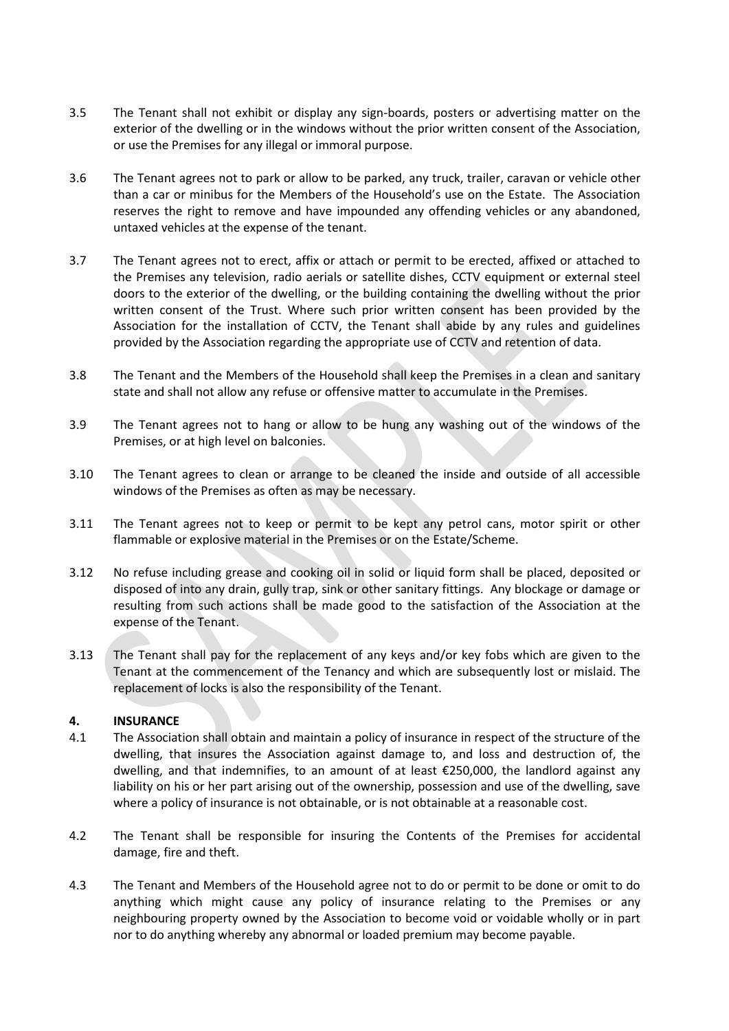3.5 The Tenant shall not exhibit or display any sign-boards, posters or advertising matter on the exterior of the dwelling or in the windows without the prior written consent of the Association, or use the Premises for any illegal or immoral purpose.

3.6 The Tenant agrees not to park or allow to be parked, any truck, trailer, caravan or vehicle other than a car or minibus for the Members of the Household's use on the Estate. The Association reserves the right to remove and have impounded any offending vehicles or any abandoned, untaxed vehicles at the expense of the tenant.

3.7 The Tenant agrees not to erect, affix or attach or permit to be erected, affixed or attached to the Premises any television, radio aerials or satellite dishes, CCTV equipment or external steel doors to the exterior of the dwelling, or the building containing the dwelling without the prior written consent of the Trust. Where such prior written consent has been provided by the Association for the installation of CCTV, the Tenant shall abide by any rules and guidelines provided by the Association regarding the appropriate use of CCTV and retention of data.

3.8 The Tenant and the Members of the Household shall keep the Premises in a clean and sanitary state and shall not allow any refuse or offensive matter to accumulate in the Premises.

3.9 The Tenant agrees not to hang or allow to be hung any washing out of the windows of the Premises, or at high level on balconies.

3.10 The Tenant agrees to clean or arrange to be cleaned the inside and outside of all accessible windows of the Premises as often as may be necessary.

3.11 The Tenant agrees not to keep or permit to be kept any petrol cans, motor spirit or other flammable or explosive material in the Premises or on the Estate/Scheme.

3.12 No refuse including grease and cooking oil in solid or liquid form shall be placed, deposited or disposed of into any drain, gully trap, sink or other sanitary fittings. Any blockage or damage or resulting from such actions shall be made good to the satisfaction of the Association at the expense of the Tenant.

3.13 The Tenant shall pay for the replacement of any keys and/or key fobs which are given to the Tenant at the commencement of the Tenancy and which are subsequently lost or mislaid. The replacement of locks is also the responsibility of the Tenant.

## 4. INSURANCE

4.1 The Association shall obtain and maintain a policy of insurance in respect of the structure of the dwelling, that insures the Association against damage to, and loss and destruction of, the dwelling, and that indemnifies, to an amount of at least €250,000, the landlord against any liability on his or her part arising out of the ownership, possession and use of the dwelling, save where a policy of insurance is not obtainable, or is not obtainable at a reasonable cost.

4.2 The Tenant shall be responsible for insuring the Contents of the Premises for accidental damage, fire and theft.

4.3 The Tenant and Members of the Household agree not to do or permit to be done or omit to do anything which might cause any policy of insurance relating to the Premises or any neighbouring property owned by the Association to become void or voidable wholly or in part nor to do anything whereby any abnormal or loaded premium may become payable.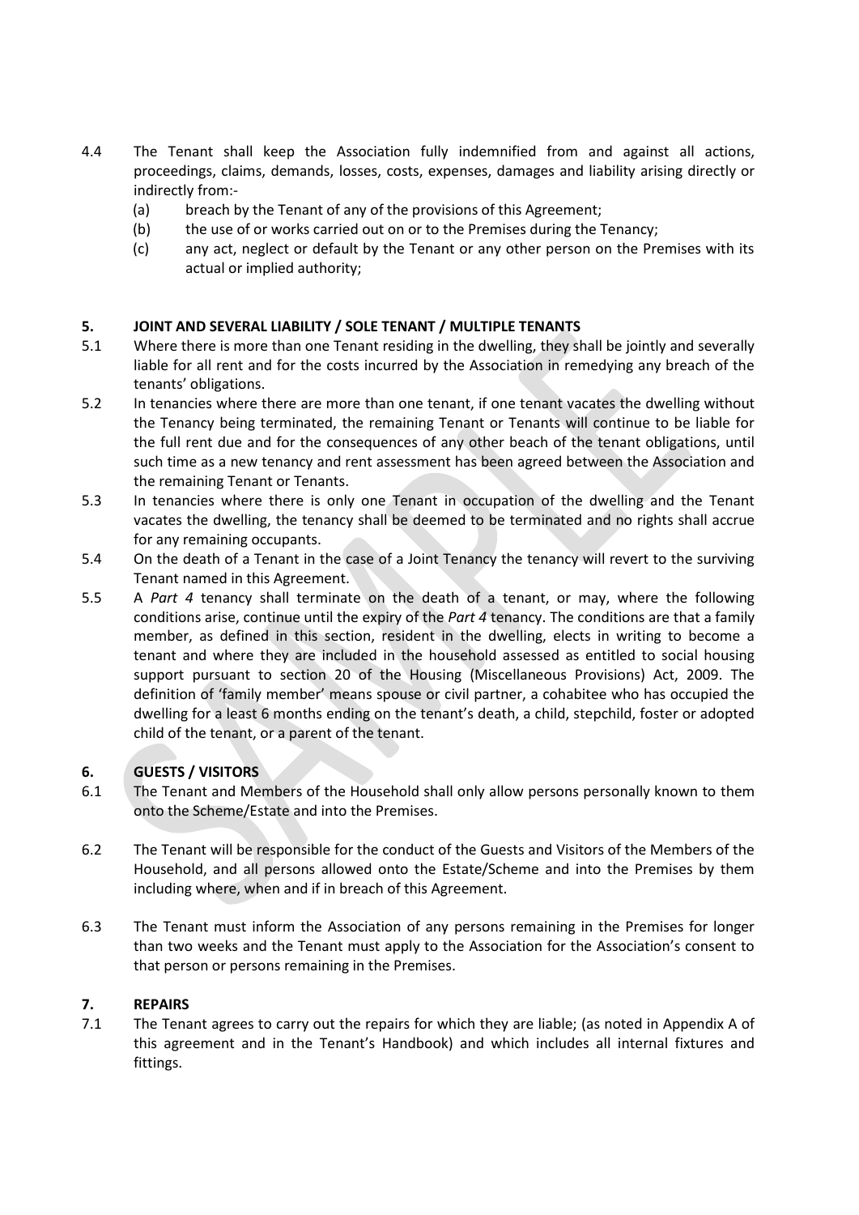4.4 The Tenant shall keep the Association fully indemnified from and against all actions, proceedings, claims, demands, losses, costs, expenses, damages and liability arising directly or indirectly from:-

   (a) breach by the Tenant of any of the provisions of this Agreement;

   (b) the use of or works carried out on or to the Premises during the Tenancy;

   (c) any act, neglect or default by the Tenant or any other person on the Premises with its actual or implied authority;

## 5. JOINT AND SEVERAL LIABILITY / SOLE TENANT / MULTIPLE TENANTS

5.1 Where there is more than one Tenant residing in the dwelling, they shall be jointly and severally liable for all rent and for the costs incurred by the Association in remedying any breach of the tenants' obligations.

5.2 In tenancies where there are more than one tenant, if one tenant vacates the dwelling without the Tenancy being terminated, the remaining Tenant or Tenants will continue to be liable for the full rent due and for the consequences of any other beach of the tenant obligations, until such time as a new tenancy and rent assessment has been agreed between the Association and the remaining Tenant or Tenants.

5.3 In tenancies where there is only one Tenant in occupation of the dwelling and the Tenant vacates the dwelling, the tenancy shall be deemed to be terminated and no rights shall accrue for any remaining occupants.

5.4 On the death of a Tenant in the case of a Joint Tenancy the tenancy will revert to the surviving Tenant named in this Agreement.

5.5 A *Part 4* tenancy shall terminate on the death of a tenant, or may, where the following conditions arise, continue until the expiry of the *Part 4* tenancy. The conditions are that a family member, as defined in this section, resident in the dwelling, elects in writing to become a tenant and where they are included in the household assessed as entitled to social housing support pursuant to section 20 of the Housing (Miscellaneous Provisions) Act, 2009. The definition of 'family member' means spouse or civil partner, a cohabitee who has occupied the dwelling for a least 6 months ending on the tenant's death, a child, stepchild, foster or adopted child of the tenant, or a parent of the tenant.

## 6. GUESTS / VISITORS

6.1 The Tenant and Members of the Household shall only allow persons personally known to them onto the Scheme/Estate and into the Premises.

6.2 The Tenant will be responsible for the conduct of the Guests and Visitors of the Members of the Household, and all persons allowed onto the Estate/Scheme and into the Premises by them including where, when and if in breach of this Agreement.

6.3 The Tenant must inform the Association of any persons remaining in the Premises for longer than two weeks and the Tenant must apply to the Association for the Association's consent to that person or persons remaining in the Premises.

## 7. REPAIRS

7.1 The Tenant agrees to carry out the repairs for which they are liable; (as noted in Appendix A of this agreement and in the Tenant's Handbook) and which includes all internal fixtures and fittings.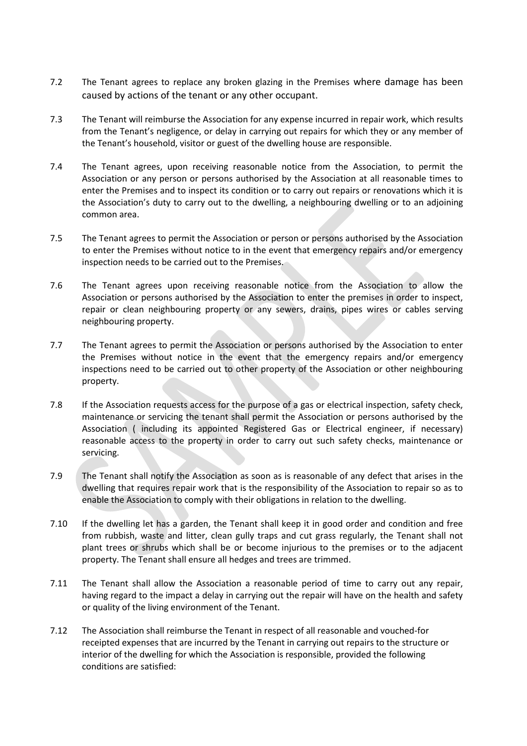7.2 The Tenant agrees to replace any broken glazing in the Premises where damage has been caused by actions of the tenant or any other occupant.

7.3 The Tenant will reimburse the Association for any expense incurred in repair work, which results from the Tenant's negligence, or delay in carrying out repairs for which they or any member of the Tenant's household, visitor or guest of the dwelling house are responsible.

7.4 The Tenant agrees, upon receiving reasonable notice from the Association, to permit the Association or any person or persons authorised by the Association at all reasonable times to enter the Premises and to inspect its condition or to carry out repairs or renovations which it is the Association's duty to carry out to the dwelling, a neighbouring dwelling or to an adjoining common area.

7.5 The Tenant agrees to permit the Association or person or persons authorised by the Association to enter the Premises without notice to in the event that emergency repairs and/or emergency inspection needs to be carried out to the Premises.

7.6 The Tenant agrees upon receiving reasonable notice from the Association to allow the Association or persons authorised by the Association to enter the premises in order to inspect, repair or clean neighbouring property or any sewers, drains, pipes wires or cables serving neighbouring property.

7.7 The Tenant agrees to permit the Association or persons authorised by the Association to enter the Premises without notice in the event that the emergency repairs and/or emergency inspections need to be carried out to other property of the Association or other neighbouring property.

7.8 If the Association requests access for the purpose of a gas or electrical inspection, safety check, maintenance or servicing the tenant shall permit the Association or persons authorised by the Association ( including its appointed Registered Gas or Electrical engineer, if necessary) reasonable access to the property in order to carry out such safety checks, maintenance or servicing.

7.9 The Tenant shall notify the Association as soon as is reasonable of any defect that arises in the dwelling that requires repair work that is the responsibility of the Association to repair so as to enable the Association to comply with their obligations in relation to the dwelling.

7.10 If the dwelling let has a garden, the Tenant shall keep it in good order and condition and free from rubbish, waste and litter, clean gully traps and cut grass regularly, the Tenant shall not plant trees or shrubs which shall be or become injurious to the premises or to the adjacent property. The Tenant shall ensure all hedges and trees are trimmed.

7.11 The Tenant shall allow the Association a reasonable period of time to carry out any repair, having regard to the impact a delay in carrying out the repair will have on the health and safety or quality of the living environment of the Tenant.

7.12 The Association shall reimburse the Tenant in respect of all reasonable and vouched-for receipted expenses that are incurred by the Tenant in carrying out repairs to the structure or interior of the dwelling for which the Association is responsible, provided the following conditions are satisfied: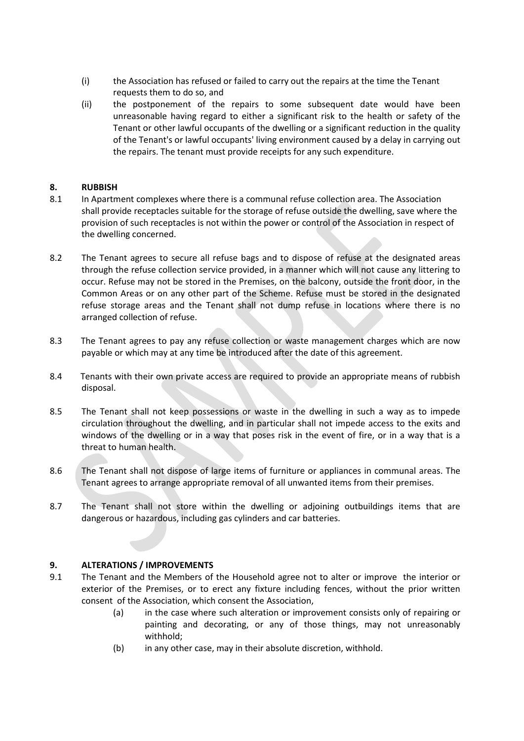(i) the Association has refused or failed to carry out the repairs at the time the Tenant requests them to do so, and

(ii) the postponement of the repairs to some subsequent date would have been unreasonable having regard to either a significant risk to the health or safety of the Tenant or other lawful occupants of the dwelling or a significant reduction in the quality of the Tenant's or lawful occupants' living environment caused by a delay in carrying out the repairs. The tenant must provide receipts for any such expenditure.

## 8. RUBBISH

8.1 In Apartment complexes where there is a communal refuse collection area. The Association shall provide receptacles suitable for the storage of refuse outside the dwelling, save where the provision of such receptacles is not within the power or control of the Association in respect of the dwelling concerned.

8.2 The Tenant agrees to secure all refuse bags and to dispose of refuse at the designated areas through the refuse collection service provided, in a manner which will not cause any littering to occur. Refuse may not be stored in the Premises, on the balcony, outside the front door, in the Common Areas or on any other part of the Scheme. Refuse must be stored in the designated refuse storage areas and the Tenant shall not dump refuse in locations where there is no arranged collection of refuse.

8.3 The Tenant agrees to pay any refuse collection or waste management charges which are now payable or which may at any time be introduced after the date of this agreement.

8.4 Tenants with their own private access are required to provide an appropriate means of rubbish disposal.

8.5 The Tenant shall not keep possessions or waste in the dwelling in such a way as to impede circulation throughout the dwelling, and in particular shall not impede access to the exits and windows of the dwelling or in a way that poses risk in the event of fire, or in a way that is a threat to human health.

8.6 The Tenant shall not dispose of large items of furniture or appliances in communal areas. The Tenant agrees to arrange appropriate removal of all unwanted items from their premises.

8.7 The Tenant shall not store within the dwelling or adjoining outbuildings items that are dangerous or hazardous, including gas cylinders and car batteries.

## 9. ALTERATIONS / IMPROVEMENTS

9.1 The Tenant and the Members of the Household agree not to alter or improve the interior or exterior of the Premises, or to erect any fixture including fences, without the prior written consent of the Association, which consent the Association,

(a) in the case where such alteration or improvement consists only of repairing or painting and decorating, or any of those things, may not unreasonably withhold;

(b) in any other case, may in their absolute discretion, withhold.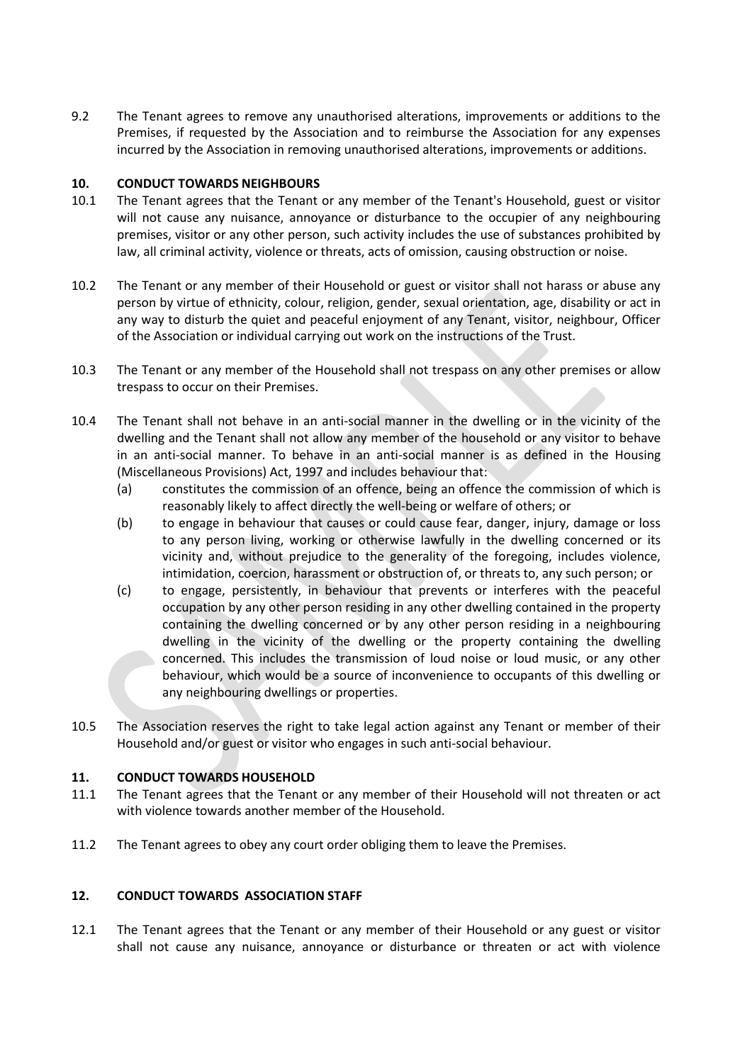9.2 The Tenant agrees to remove any unauthorised alterations, improvements or additions to the Premises, if requested by the Association and to reimburse the Association for any expenses incurred by the Association in removing unauthorised alterations, improvements or additions.

## 10. CONDUCT TOWARDS NEIGHBOURS

10.1 The Tenant agrees that the Tenant or any member of the Tenant's Household, guest or visitor will not cause any nuisance, annoyance or disturbance to the occupier of any neighbouring premises, visitor or any other person, such activity includes the use of substances prohibited by law, all criminal activity, violence or threats, acts of omission, causing obstruction or noise.

10.2 The Tenant or any member of their Household or guest or visitor shall not harass or abuse any person by virtue of ethnicity, colour, religion, gender, sexual orientation, age, disability or act in any way to disturb the quiet and peaceful enjoyment of any Tenant, visitor, neighbour, Officer of the Association or individual carrying out work on the instructions of the Trust.

10.3 The Tenant or any member of the Household shall not trespass on any other premises or allow trespass to occur on their Premises.

10.4 The Tenant shall not behave in an anti-social manner in the dwelling or in the vicinity of the dwelling and the Tenant shall not allow any member of the household or any visitor to behave in an anti-social manner. To behave in an anti-social manner is as defined in the Housing (Miscellaneous Provisions) Act, 1997 and includes behaviour that:

(a) constitutes the commission of an offence, being an offence the commission of which is reasonably likely to affect directly the well-being or welfare of others; or

(b) to engage in behaviour that causes or could cause fear, danger, injury, damage or loss to any person living, working or otherwise lawfully in the dwelling concerned or its vicinity and, without prejudice to the generality of the foregoing, includes violence, intimidation, coercion, harassment or obstruction of, or threats to, any such person; or

(c) to engage, persistently, in behaviour that prevents or interferes with the peaceful occupation by any other person residing in any other dwelling contained in the property containing the dwelling concerned or by any other person residing in a neighbouring dwelling in the vicinity of the dwelling or the property containing the dwelling concerned. This includes the transmission of loud noise or loud music, or any other behaviour, which would be a source of inconvenience to occupants of this dwelling or any neighbouring dwellings or properties.

10.5 The Association reserves the right to take legal action against any Tenant or member of their Household and/or guest or visitor who engages in such anti-social behaviour.

## 11. CONDUCT TOWARDS HOUSEHOLD

11.1 The Tenant agrees that the Tenant or any member of their Household will not threaten or act with violence towards another member of the Household.

11.2 The Tenant agrees to obey any court order obliging them to leave the Premises.

## 12. CONDUCT TOWARDS ASSOCIATION STAFF

12.1 The Tenant agrees that the Tenant or any member of their Household or any guest or visitor shall not cause any nuisance, annoyance or disturbance or threaten or act with violence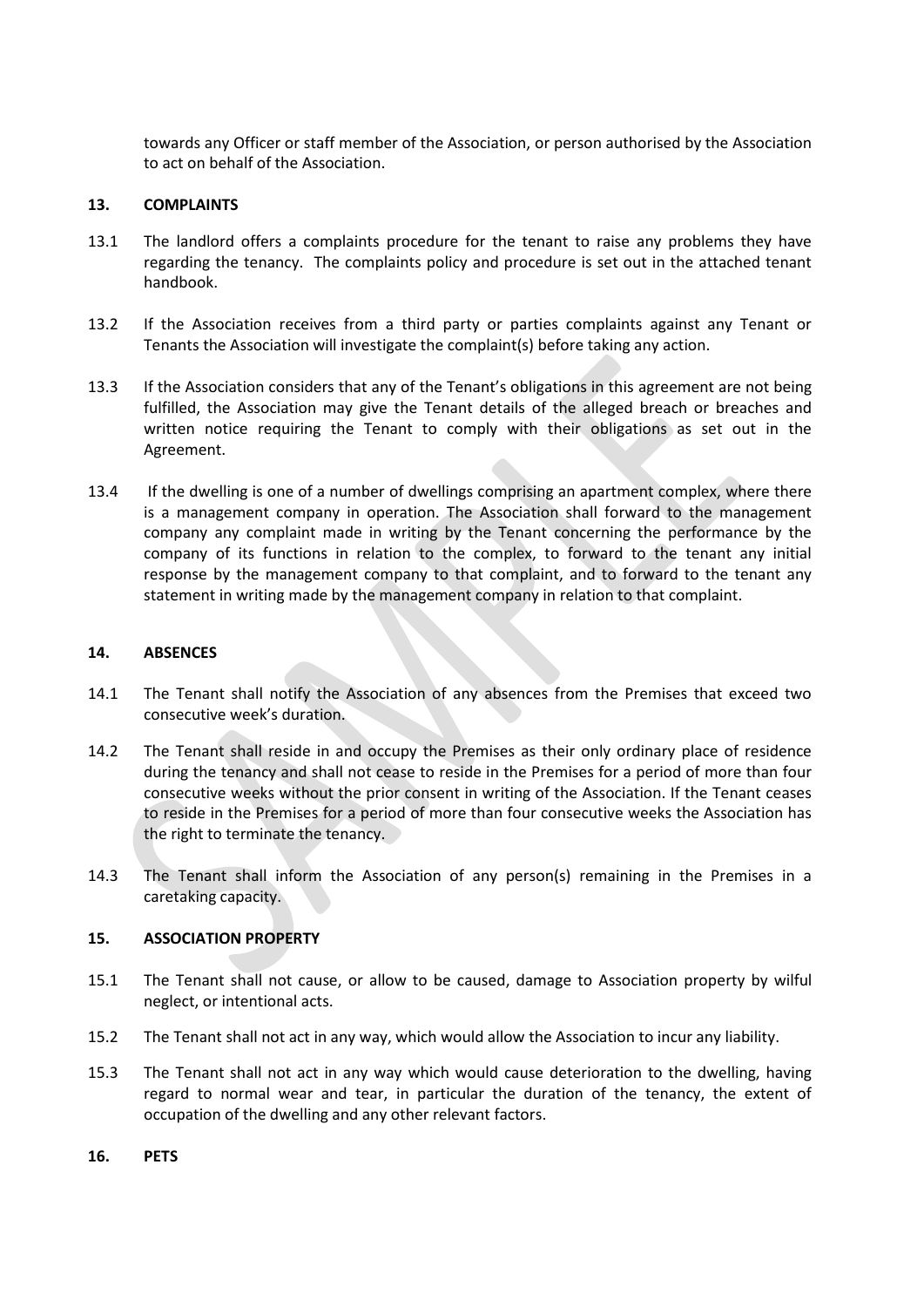towards any Officer or staff member of the Association, or person authorised by the Association to act on behalf of the Association.

**13. COMPLAINTS**

13.1 The landlord offers a complaints procedure for the tenant to raise any problems they have regarding the tenancy. The complaints policy and procedure is set out in the attached tenant handbook.

13.2 If the Association receives from a third party or parties complaints against any Tenant or Tenants the Association will investigate the complaint(s) before taking any action.

13.3 If the Association considers that any of the Tenant's obligations in this agreement are not being fulfilled, the Association may give the Tenant details of the alleged breach or breaches and written notice requiring the Tenant to comply with their obligations as set out in the Agreement.

13.4 If the dwelling is one of a number of dwellings comprising an apartment complex, where there is a management company in operation. The Association shall forward to the management company any complaint made in writing by the Tenant concerning the performance by the company of its functions in relation to the complex, to forward to the tenant any initial response by the management company to that complaint, and to forward to the tenant any statement in writing made by the management company in relation to that complaint.

**14. ABSENCES**

14.1 The Tenant shall notify the Association of any absences from the Premises that exceed two consecutive week's duration.

14.2 The Tenant shall reside in and occupy the Premises as their only ordinary place of residence during the tenancy and shall not cease to reside in the Premises for a period of more than four consecutive weeks without the prior consent in writing of the Association. If the Tenant ceases to reside in the Premises for a period of more than four consecutive weeks the Association has the right to terminate the tenancy.

14.3 The Tenant shall inform the Association of any person(s) remaining in the Premises in a caretaking capacity.

**15. ASSOCIATION PROPERTY**

15.1 The Tenant shall not cause, or allow to be caused, damage to Association property by wilful neglect, or intentional acts.

15.2 The Tenant shall not act in any way, which would allow the Association to incur any liability.

15.3 The Tenant shall not act in any way which would cause deterioration to the dwelling, having regard to normal wear and tear, in particular the duration of the tenancy, the extent of occupation of the dwelling and any other relevant factors.

**16. PETS**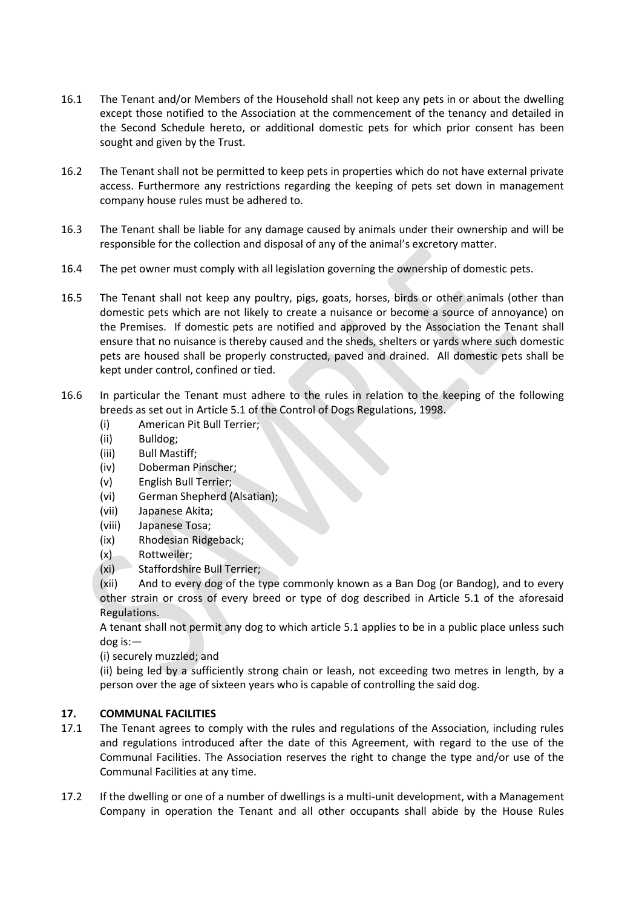16.1 The Tenant and/or Members of the Household shall not keep any pets in or about the dwelling except those notified to the Association at the commencement of the tenancy and detailed in the Second Schedule hereto, or additional domestic pets for which prior consent has been sought and given by the Trust.

16.2 The Tenant shall not be permitted to keep pets in properties which do not have external private access. Furthermore any restrictions regarding the keeping of pets set down in management company house rules must be adhered to.

16.3 The Tenant shall be liable for any damage caused by animals under their ownership and will be responsible for the collection and disposal of any of the animal's excretory matter.

16.4 The pet owner must comply with all legislation governing the ownership of domestic pets.

16.5 The Tenant shall not keep any poultry, pigs, goats, horses, birds or other animals (other than domestic pets which are not likely to create a nuisance or become a source of annoyance) on the Premises. If domestic pets are notified and approved by the Association the Tenant shall ensure that no nuisance is thereby caused and the sheds, shelters or yards where such domestic pets are housed shall be properly constructed, paved and drained. All domestic pets shall be kept under control, confined or tied.

16.6 In particular the Tenant must adhere to the rules in relation to the keeping of the following breeds as set out in Article 5.1 of the Control of Dogs Regulations, 1998.

(i) American Pit Bull Terrier;
(ii) Bulldog;
(iii) Bull Mastiff;
(iv) Doberman Pinscher;
(v) English Bull Terrier;
(vi) German Shepherd (Alsatian);
(vii) Japanese Akita;
(viii) Japanese Tosa;
(ix) Rhodesian Ridgeback;
(x) Rottweiler;
(xi) Staffordshire Bull Terrier;
(xii) And to every dog of the type commonly known as a Ban Dog (or Bandog), and to every other strain or cross of every breed or type of dog described in Article 5.1 of the aforesaid Regulations.

A tenant shall not permit any dog to which article 5.1 applies to be in a public place unless such dog is:—

(i) securely muzzled; and

(ii) being led by a sufficiently strong chain or leash, not exceeding two metres in length, by a person over the age of sixteen years who is capable of controlling the said dog.

## 17. COMMUNAL FACILITIES

17.1 The Tenant agrees to comply with the rules and regulations of the Association, including rules and regulations introduced after the date of this Agreement, with regard to the use of the Communal Facilities. The Association reserves the right to change the type and/or use of the Communal Facilities at any time.

17.2 If the dwelling or one of a number of dwellings is a multi-unit development, with a Management Company in operation the Tenant and all other occupants shall abide by the House Rules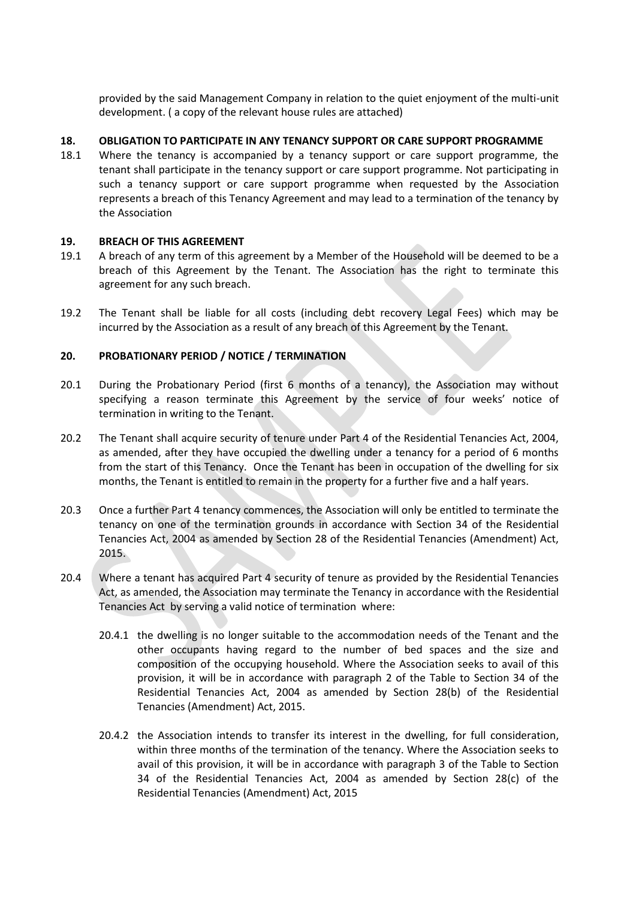provided by the said Management Company in relation to the quiet enjoyment of the multi-unit development. ( a copy of the relevant house rules are attached)

## 18. OBLIGATION TO PARTICIPATE IN ANY TENANCY SUPPORT OR CARE SUPPORT PROGRAMME

18.1 Where the tenancy is accompanied by a tenancy support or care support programme, the tenant shall participate in the tenancy support or care support programme. Not participating in such a tenancy support or care support programme when requested by the Association represents a breach of this Tenancy Agreement and may lead to a termination of the tenancy by the Association

## 19. BREACH OF THIS AGREEMENT

19.1 A breach of any term of this agreement by a Member of the Household will be deemed to be a breach of this Agreement by the Tenant. The Association has the right to terminate this agreement for any such breach.

19.2 The Tenant shall be liable for all costs (including debt recovery Legal Fees) which may be incurred by the Association as a result of any breach of this Agreement by the Tenant.

## 20. PROBATIONARY PERIOD / NOTICE / TERMINATION

20.1 During the Probationary Period (first 6 months of a tenancy), the Association may without specifying a reason terminate this Agreement by the service of four weeks' notice of termination in writing to the Tenant.

20.2 The Tenant shall acquire security of tenure under Part 4 of the Residential Tenancies Act, 2004, as amended, after they have occupied the dwelling under a tenancy for a period of 6 months from the start of this Tenancy. Once the Tenant has been in occupation of the dwelling for six months, the Tenant is entitled to remain in the property for a further five and a half years.

20.3 Once a further Part 4 tenancy commences, the Association will only be entitled to terminate the tenancy on one of the termination grounds in accordance with Section 34 of the Residential Tenancies Act, 2004 as amended by Section 28 of the Residential Tenancies (Amendment) Act, 2015.

20.4 Where a tenant has acquired Part 4 security of tenure as provided by the Residential Tenancies Act, as amended, the Association may terminate the Tenancy in accordance with the Residential Tenancies Act by serving a valid notice of termination where:

20.4.1 the dwelling is no longer suitable to the accommodation needs of the Tenant and the other occupants having regard to the number of bed spaces and the size and composition of the occupying household. Where the Association seeks to avail of this provision, it will be in accordance with paragraph 2 of the Table to Section 34 of the Residential Tenancies Act, 2004 as amended by Section 28(b) of the Residential Tenancies (Amendment) Act, 2015.

20.4.2 the Association intends to transfer its interest in the dwelling, for full consideration, within three months of the termination of the tenancy. Where the Association seeks to avail of this provision, it will be in accordance with paragraph 3 of the Table to Section 34 of the Residential Tenancies Act, 2004 as amended by Section 28(c) of the Residential Tenancies (Amendment) Act, 2015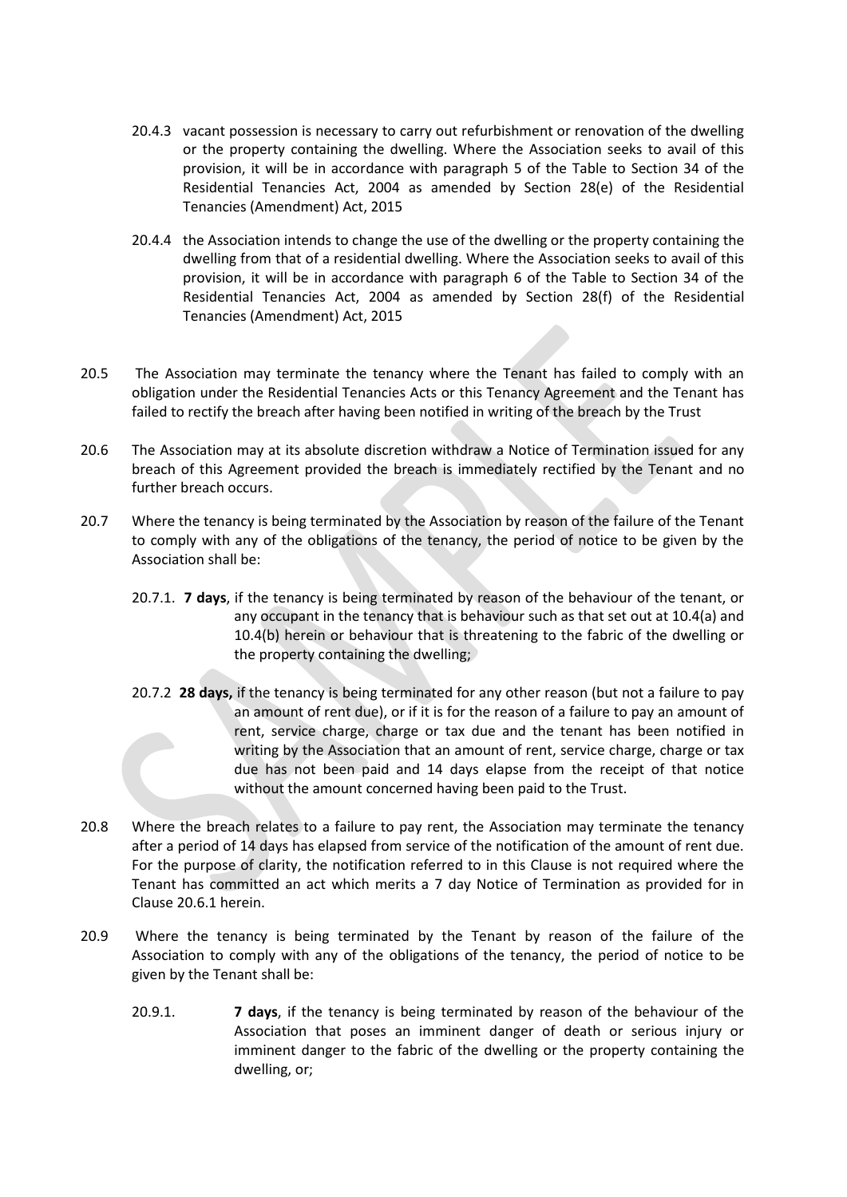20.4.3 vacant possession is necessary to carry out refurbishment or renovation of the dwelling or the property containing the dwelling. Where the Association seeks to avail of this provision, it will be in accordance with paragraph 5 of the Table to Section 34 of the Residential Tenancies Act, 2004 as amended by Section 28(e) of the Residential Tenancies (Amendment) Act, 2015

20.4.4 the Association intends to change the use of the dwelling or the property containing the dwelling from that of a residential dwelling. Where the Association seeks to avail of this provision, it will be in accordance with paragraph 6 of the Table to Section 34 of the Residential Tenancies Act, 2004 as amended by Section 28(f) of the Residential Tenancies (Amendment) Act, 2015

20.5 The Association may terminate the tenancy where the Tenant has failed to comply with an obligation under the Residential Tenancies Acts or this Tenancy Agreement and the Tenant has failed to rectify the breach after having been notified in writing of the breach by the Trust

20.6 The Association may at its absolute discretion withdraw a Notice of Termination issued for any breach of this Agreement provided the breach is immediately rectified by the Tenant and no further breach occurs.

20.7 Where the tenancy is being terminated by the Association by reason of the failure of the Tenant to comply with any of the obligations of the tenancy, the period of notice to be given by the Association shall be:

20.7.1. **7 days**, if the tenancy is being terminated by reason of the behaviour of the tenant, or any occupant in the tenancy that is behaviour such as that set out at 10.4(a) and 10.4(b) herein or behaviour that is threatening to the fabric of the dwelling or the property containing the dwelling;

20.7.2 **28 days,** if the tenancy is being terminated for any other reason (but not a failure to pay an amount of rent due), or if it is for the reason of a failure to pay an amount of rent, service charge, charge or tax due and the tenant has been notified in writing by the Association that an amount of rent, service charge, charge or tax due has not been paid and 14 days elapse from the receipt of that notice without the amount concerned having been paid to the Trust.

20.8 Where the breach relates to a failure to pay rent, the Association may terminate the tenancy after a period of 14 days has elapsed from service of the notification of the amount of rent due. For the purpose of clarity, the notification referred to in this Clause is not required where the Tenant has committed an act which merits a 7 day Notice of Termination as provided for in Clause 20.6.1 herein.

20.9 Where the tenancy is being terminated by the Tenant by reason of the failure of the Association to comply with any of the obligations of the tenancy, the period of notice to be given by the Tenant shall be:

20.9.1. **7 days**, if the tenancy is being terminated by reason of the behaviour of the Association that poses an imminent danger of death or serious injury or imminent danger to the fabric of the dwelling or the property containing the dwelling, or;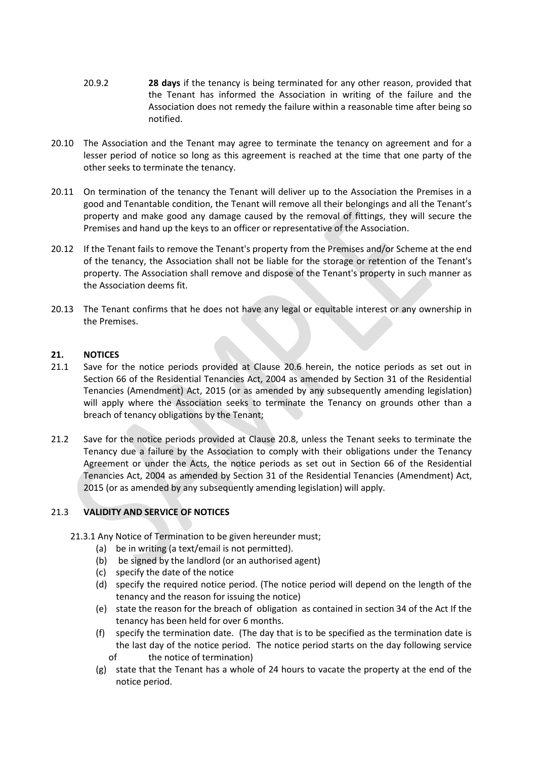20.9.2 **28 days** if the tenancy is being terminated for any other reason, provided that the Tenant has informed the Association in writing of the failure and the Association does not remedy the failure within a reasonable time after being so notified.

20.10 The Association and the Tenant may agree to terminate the tenancy on agreement and for a lesser period of notice so long as this agreement is reached at the time that one party of the other seeks to terminate the tenancy.

20.11 On termination of the tenancy the Tenant will deliver up to the Association the Premises in a good and Tenantable condition, the Tenant will remove all their belongings and all the Tenant's property and make good any damage caused by the removal of fittings, they will secure the Premises and hand up the keys to an officer or representative of the Association.

20.12 If the Tenant fails to remove the Tenant's property from the Premises and/or Scheme at the end of the tenancy, the Association shall not be liable for the storage or retention of the Tenant's property. The Association shall remove and dispose of the Tenant's property in such manner as the Association deems fit.

20.13 The Tenant confirms that he does not have any legal or equitable interest or any ownership in the Premises.

## 21. NOTICES

21.1 Save for the notice periods provided at Clause 20.6 herein, the notice periods as set out in Section 66 of the Residential Tenancies Act, 2004 as amended by Section 31 of the Residential Tenancies (Amendment) Act, 2015 (or as amended by any subsequently amending legislation) will apply where the Association seeks to terminate the Tenancy on grounds other than a breach of tenancy obligations by the Tenant;

21.2 Save for the notice periods provided at Clause 20.8, unless the Tenant seeks to terminate the Tenancy due a failure by the Association to comply with their obligations under the Tenancy Agreement or under the Acts, the notice periods as set out in Section 66 of the Residential Tenancies Act, 2004 as amended by Section 31 of the Residential Tenancies (Amendment) Act, 2015 (or as amended by any subsequently amending legislation) will apply.

### 21.3 VALIDITY AND SERVICE OF NOTICES

21.3.1 Any Notice of Termination to be given hereunder must;

- (a) be in writing (a text/email is not permitted).
- (b) be signed by the landlord (or an authorised agent)
- (c) specify the date of the notice
- (d) specify the required notice period. (The notice period will depend on the length of the tenancy and the reason for issuing the notice)
- (e) state the reason for the breach of obligation as contained in section 34 of the Act If the tenancy has been held for over 6 months.
- (f) specify the termination date. (The day that is to be specified as the termination date is the last day of the notice period. The notice period starts on the day following service of the notice of termination)
- (g) state that the Tenant has a whole of 24 hours to vacate the property at the end of the notice period.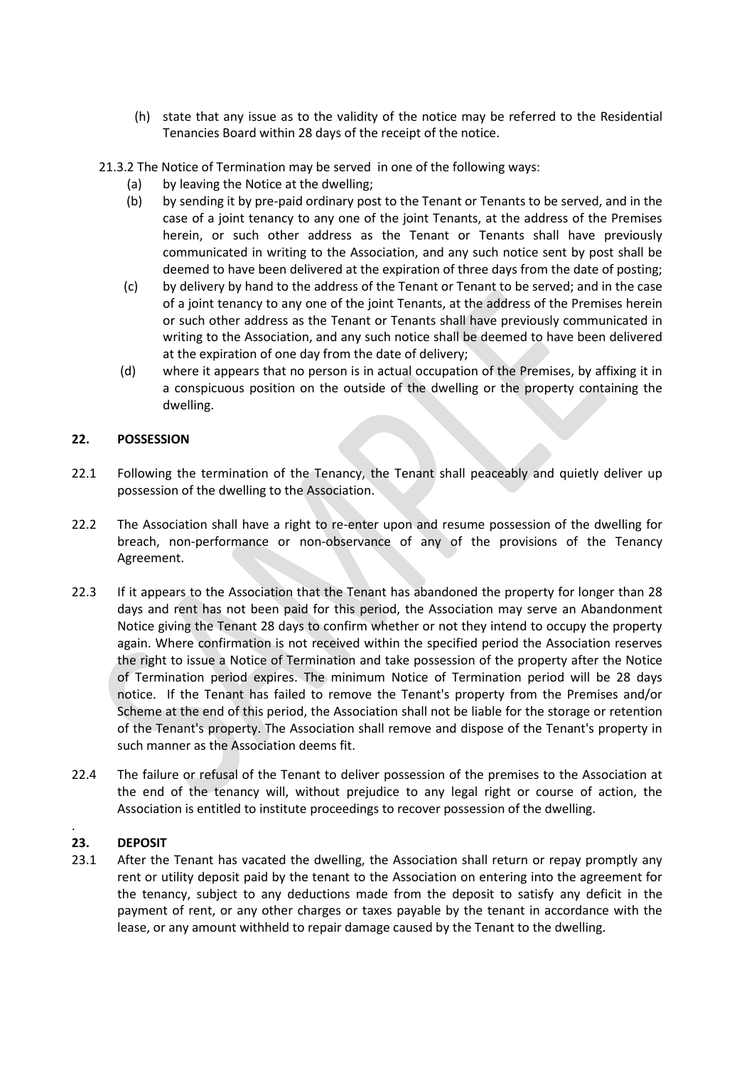(h) state that any issue as to the validity of the notice may be referred to the Residential Tenancies Board within 28 days of the receipt of the notice.

21.3.2 The Notice of Termination may be served in one of the following ways:

(a) by leaving the Notice at the dwelling;

(b) by sending it by pre-paid ordinary post to the Tenant or Tenants to be served, and in the case of a joint tenancy to any one of the joint Tenants, at the address of the Premises herein, or such other address as the Tenant or Tenants shall have previously communicated in writing to the Association, and any such notice sent by post shall be deemed to have been delivered at the expiration of three days from the date of posting;

(c) by delivery by hand to the address of the Tenant or Tenant to be served; and in the case of a joint tenancy to any one of the joint Tenants, at the address of the Premises herein or such other address as the Tenant or Tenants shall have previously communicated in writing to the Association, and any such notice shall be deemed to have been delivered at the expiration of one day from the date of delivery;

(d) where it appears that no person is in actual occupation of the Premises, by affixing it in a conspicuous position on the outside of the dwelling or the property containing the dwelling.

## 22. POSSESSION

22.1 Following the termination of the Tenancy, the Tenant shall peaceably and quietly deliver up possession of the dwelling to the Association.

22.2 The Association shall have a right to re-enter upon and resume possession of the dwelling for breach, non-performance or non-observance of any of the provisions of the Tenancy Agreement.

22.3 If it appears to the Association that the Tenant has abandoned the property for longer than 28 days and rent has not been paid for this period, the Association may serve an Abandonment Notice giving the Tenant 28 days to confirm whether or not they intend to occupy the property again. Where confirmation is not received within the specified period the Association reserves the right to issue a Notice of Termination and take possession of the property after the Notice of Termination period expires. The minimum Notice of Termination period will be 28 days notice. If the Tenant has failed to remove the Tenant's property from the Premises and/or Scheme at the end of this period, the Association shall not be liable for the storage or retention of the Tenant's property. The Association shall remove and dispose of the Tenant's property in such manner as the Association deems fit.

22.4 The failure or refusal of the Tenant to deliver possession of the premises to the Association at the end of the tenancy will, without prejudice to any legal right or course of action, the Association is entitled to institute proceedings to recover possession of the dwelling.

## 23. DEPOSIT

23.1 After the Tenant has vacated the dwelling, the Association shall return or repay promptly any rent or utility deposit paid by the tenant to the Association on entering into the agreement for the tenancy, subject to any deductions made from the deposit to satisfy any deficit in the payment of rent, or any other charges or taxes payable by the tenant in accordance with the lease, or any amount withheld to repair damage caused by the Tenant to the dwelling.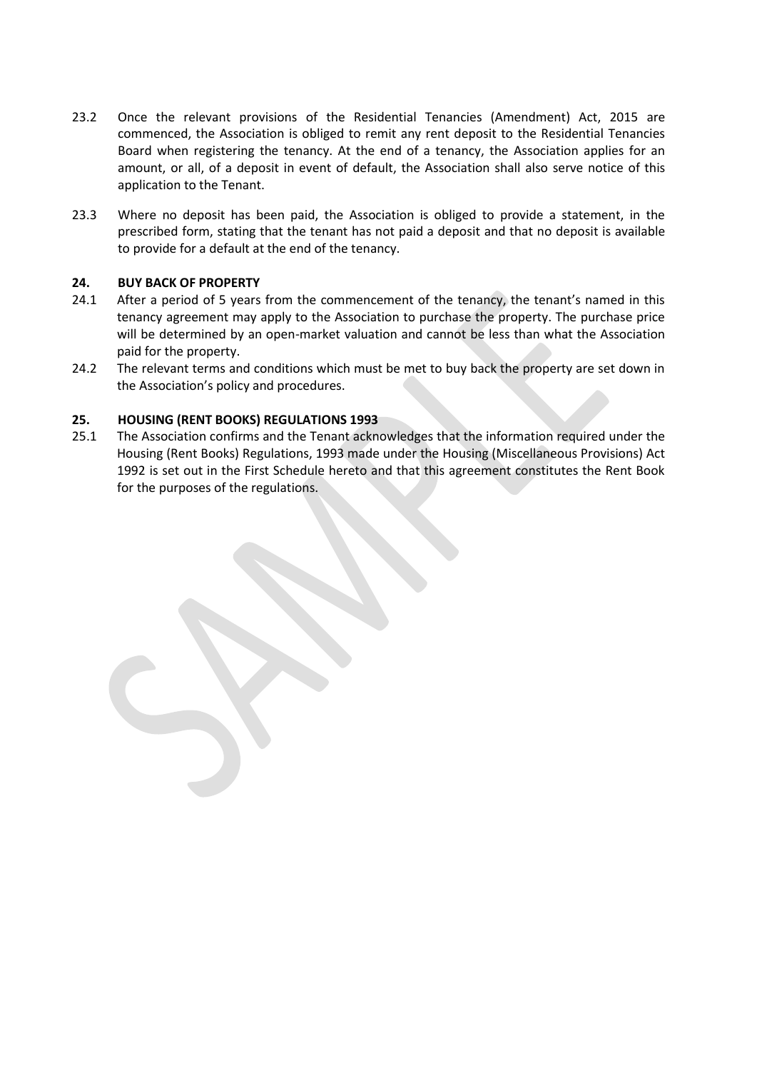23.2 Once the relevant provisions of the Residential Tenancies (Amendment) Act, 2015 are commenced, the Association is obliged to remit any rent deposit to the Residential Tenancies Board when registering the tenancy. At the end of a tenancy, the Association applies for an amount, or all, of a deposit in event of default, the Association shall also serve notice of this application to the Tenant.

23.3 Where no deposit has been paid, the Association is obliged to provide a statement, in the prescribed form, stating that the tenant has not paid a deposit and that no deposit is available to provide for a default at the end of the tenancy.

**24. BUY BACK OF PROPERTY**

24.1 After a period of 5 years from the commencement of the tenancy, the tenant's named in this tenancy agreement may apply to the Association to purchase the property. The purchase price will be determined by an open-market valuation and cannot be less than what the Association paid for the property.

24.2 The relevant terms and conditions which must be met to buy back the property are set down in the Association's policy and procedures.

**25. HOUSING (RENT BOOKS) REGULATIONS 1993**

25.1 The Association confirms and the Tenant acknowledges that the information required under the Housing (Rent Books) Regulations, 1993 made under the Housing (Miscellaneous Provisions) Act 1992 is set out in the First Schedule hereto and that this agreement constitutes the Rent Book for the purposes of the regulations.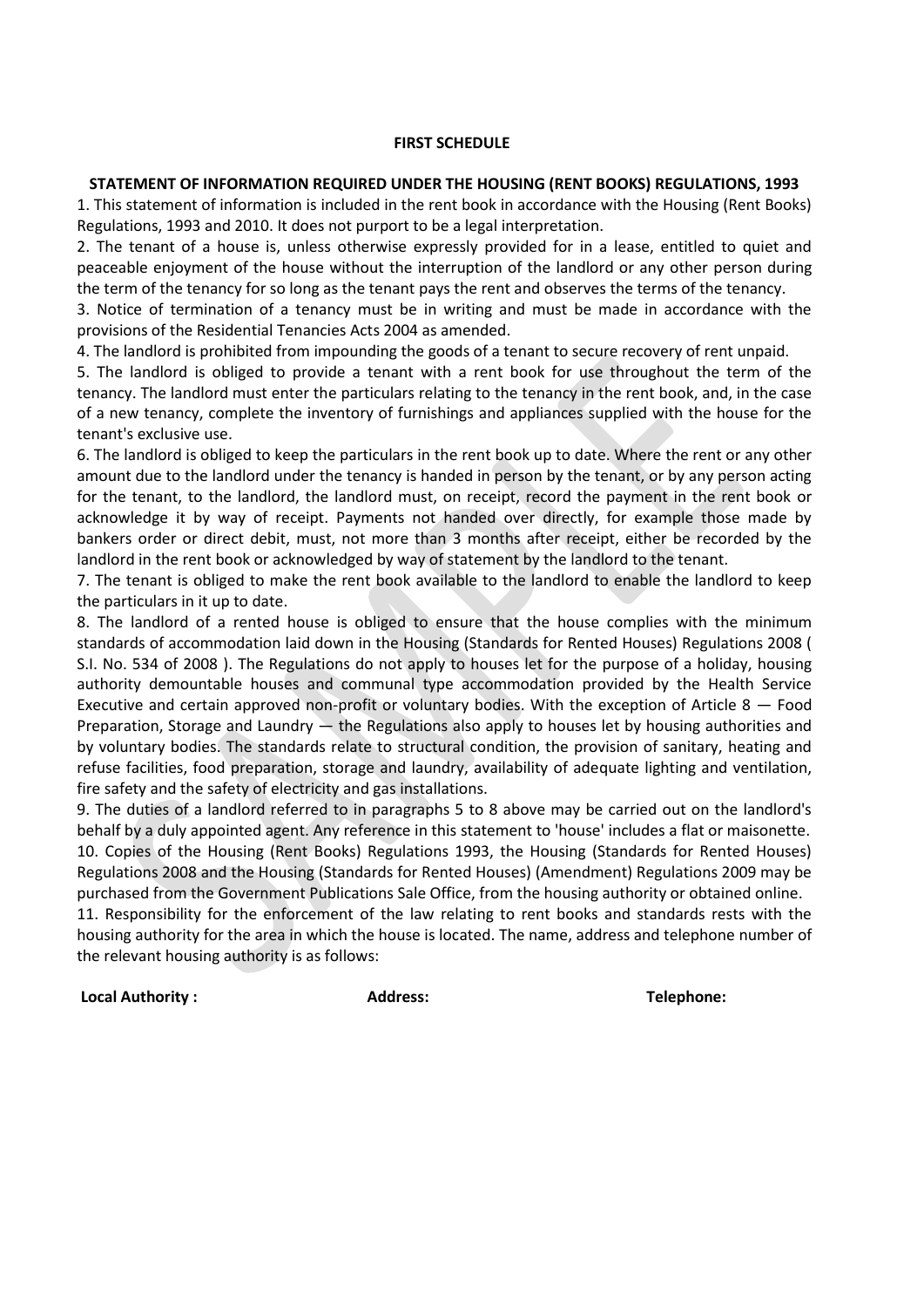**FIRST SCHEDULE**

**STATEMENT OF INFORMATION REQUIRED UNDER THE HOUSING (RENT BOOKS) REGULATIONS, 1993**

1. This statement of information is included in the rent book in accordance with the Housing (Rent Books) Regulations, 1993 and 2010. It does not purport to be a legal interpretation.

2. The tenant of a house is, unless otherwise expressly provided for in a lease, entitled to quiet and peaceable enjoyment of the house without the interruption of the landlord or any other person during the term of the tenancy for so long as the tenant pays the rent and observes the terms of the tenancy.

3. Notice of termination of a tenancy must be in writing and must be made in accordance with the provisions of the Residential Tenancies Acts 2004 as amended.

4. The landlord is prohibited from impounding the goods of a tenant to secure recovery of rent unpaid.

5. The landlord is obliged to provide a tenant with a rent book for use throughout the term of the tenancy. The landlord must enter the particulars relating to the tenancy in the rent book, and, in the case of a new tenancy, complete the inventory of furnishings and appliances supplied with the house for the tenant's exclusive use.

6. The landlord is obliged to keep the particulars in the rent book up to date. Where the rent or any other amount due to the landlord under the tenancy is handed in person by the tenant, or by any person acting for the tenant, to the landlord, the landlord must, on receipt, record the payment in the rent book or acknowledge it by way of receipt. Payments not handed over directly, for example those made by bankers order or direct debit, must, not more than 3 months after receipt, either be recorded by the landlord in the rent book or acknowledged by way of statement by the landlord to the tenant.

7. The tenant is obliged to make the rent book available to the landlord to enable the landlord to keep the particulars in it up to date.

8. The landlord of a rented house is obliged to ensure that the house complies with the minimum standards of accommodation laid down in the Housing (Standards for Rented Houses) Regulations 2008 ( S.I. No. 534 of 2008 ). The Regulations do not apply to houses let for the purpose of a holiday, housing authority demountable houses and communal type accommodation provided by the Health Service Executive and certain approved non-profit or voluntary bodies. With the exception of Article 8 — Food Preparation, Storage and Laundry — the Regulations also apply to houses let by housing authorities and by voluntary bodies. The standards relate to structural condition, the provision of sanitary, heating and refuse facilities, food preparation, storage and laundry, availability of adequate lighting and ventilation, fire safety and the safety of electricity and gas installations.

9. The duties of a landlord referred to in paragraphs 5 to 8 above may be carried out on the landlord's behalf by a duly appointed agent. Any reference in this statement to 'house' includes a flat or maisonette.

10. Copies of the Housing (Rent Books) Regulations 1993, the Housing (Standards for Rented Houses) Regulations 2008 and the Housing (Standards for Rented Houses) (Amendment) Regulations 2009 may be purchased from the Government Publications Sale Office, from the housing authority or obtained online.

11. Responsibility for the enforcement of the law relating to rent books and standards rests with the housing authority for the area in which the house is located. The name, address and telephone number of the relevant housing authority is as follows:

| **Local Authority :** | **Address:** | **Telephone:** |
|---|---|---|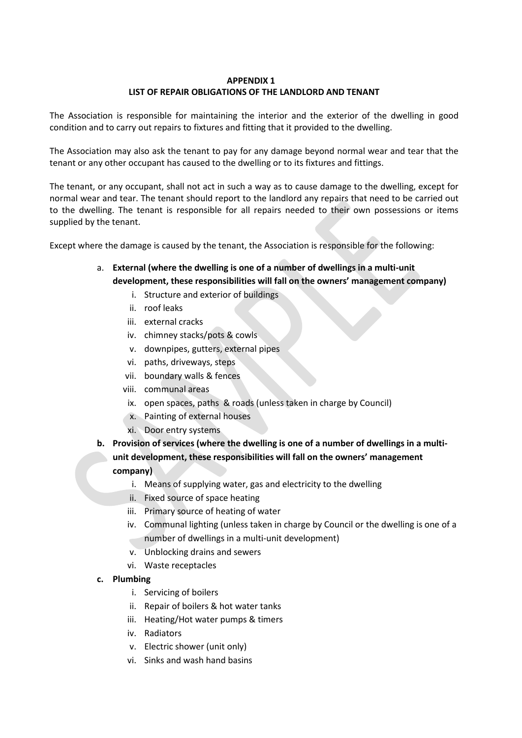**APPENDIX 1**
**LIST OF REPAIR OBLIGATIONS OF THE LANDLORD AND TENANT**

The Association is responsible for maintaining the interior and the exterior of the dwelling in good condition and to carry out repairs to fixtures and fitting that it provided to the dwelling.

The Association may also ask the tenant to pay for any damage beyond normal wear and tear that the tenant or any other occupant has caused to the dwelling or to its fixtures and fittings.

The tenant, or any occupant, shall not act in such a way as to cause damage to the dwelling, except for normal wear and tear. The tenant should report to the landlord any repairs that need to be carried out to the dwelling. The tenant is responsible for all repairs needed to their own possessions or items supplied by the tenant.

Except where the damage is caused by the tenant, the Association is responsible for the following:

a. **External (where the dwelling is one of a number of dwellings in a multi-unit development, these responsibilities will fall on the owners' management company)**
    i. Structure and exterior of buildings
    ii. roof leaks
    iii. external cracks
    iv. chimney stacks/pots & cowls
    v. downpipes, gutters, external pipes
    vi. paths, driveways, steps
    vii. boundary walls & fences
    viii. communal areas
    ix. open spaces, paths & roads (unless taken in charge by Council)
    x. Painting of external houses
    xi. Door entry systems

b. **Provision of services (where the dwelling is one of a number of dwellings in a multi-unit development, these responsibilities will fall on the owners' management company)**
    i. Means of supplying water, gas and electricity to the dwelling
    ii. Fixed source of space heating
    iii. Primary source of heating of water
    iv. Communal lighting (unless taken in charge by Council or the dwelling is one of a number of dwellings in a multi-unit development)
    v. Unblocking drains and sewers
    vi. Waste receptacles

c. **Plumbing**
    i. Servicing of boilers
    ii. Repair of boilers & hot water tanks
    iii. Heating/Hot water pumps & timers
    iv. Radiators
    v. Electric shower (unit only)
    vi. Sinks and wash hand basins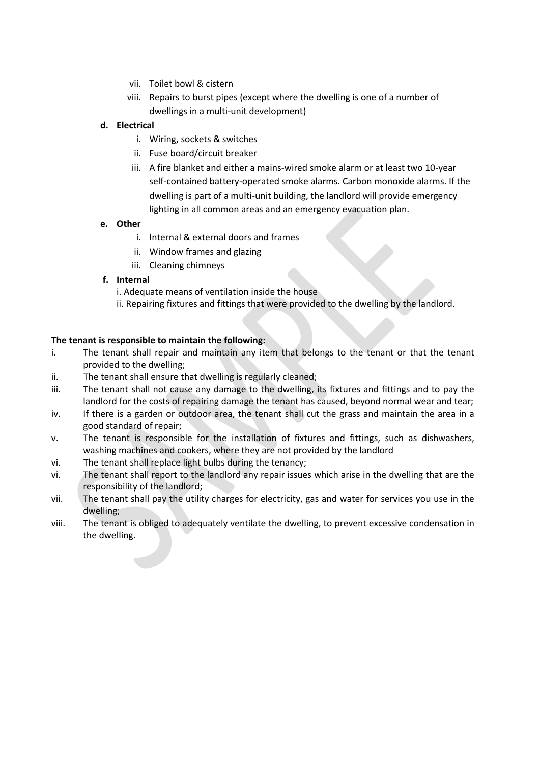vii. Toilet bowl & cistern
viii. Repairs to burst pipes (except where the dwelling is one of a number of dwellings in a multi-unit development)

**d. Electrical**

i. Wiring, sockets & switches
ii. Fuse board/circuit breaker
iii. A fire blanket and either a mains-wired smoke alarm or at least two 10-year self-contained battery-operated smoke alarms. Carbon monoxide alarms. If the dwelling is part of a multi-unit building, the landlord will provide emergency lighting in all common areas and an emergency evacuation plan.

**e. Other**

i. Internal & external doors and frames
ii. Window frames and glazing
iii. Cleaning chimneys

**f. Internal**

i. Adequate means of ventilation inside the house
ii. Repairing fixtures and fittings that were provided to the dwelling by the landlord.

**The tenant is responsible to maintain the following:**

i. The tenant shall repair and maintain any item that belongs to the tenant or that the tenant provided to the dwelling;
ii. The tenant shall ensure that dwelling is regularly cleaned;
iii. The tenant shall not cause any damage to the dwelling, its fixtures and fittings and to pay the landlord for the costs of repairing damage the tenant has caused, beyond normal wear and tear;
iv. If there is a garden or outdoor area, the tenant shall cut the grass and maintain the area in a good standard of repair;
v. The tenant is responsible for the installation of fixtures and fittings, such as dishwashers, washing machines and cookers, where they are not provided by the landlord
vi. The tenant shall replace light bulbs during the tenancy;
vi. The tenant shall report to the landlord any repair issues which arise in the dwelling that are the responsibility of the landlord;
vii. The tenant shall pay the utility charges for electricity, gas and water for services you use in the dwelling;
viii. The tenant is obliged to adequately ventilate the dwelling, to prevent excessive condensation in the dwelling.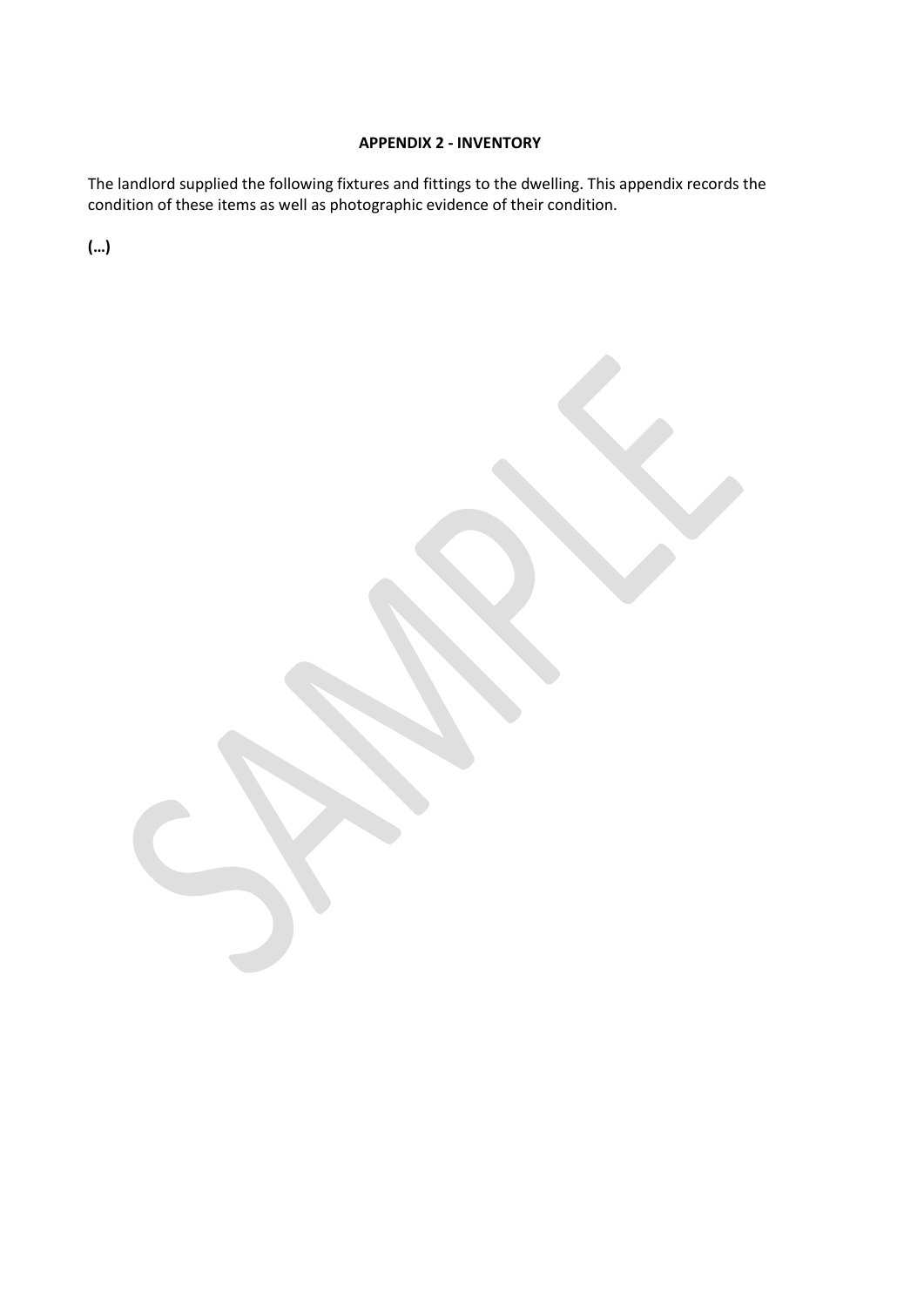**APPENDIX 2 - INVENTORY**

The landlord supplied the following fixtures and fittings to the dwelling. This appendix records the condition of these items as well as photographic evidence of their condition.

**(…)**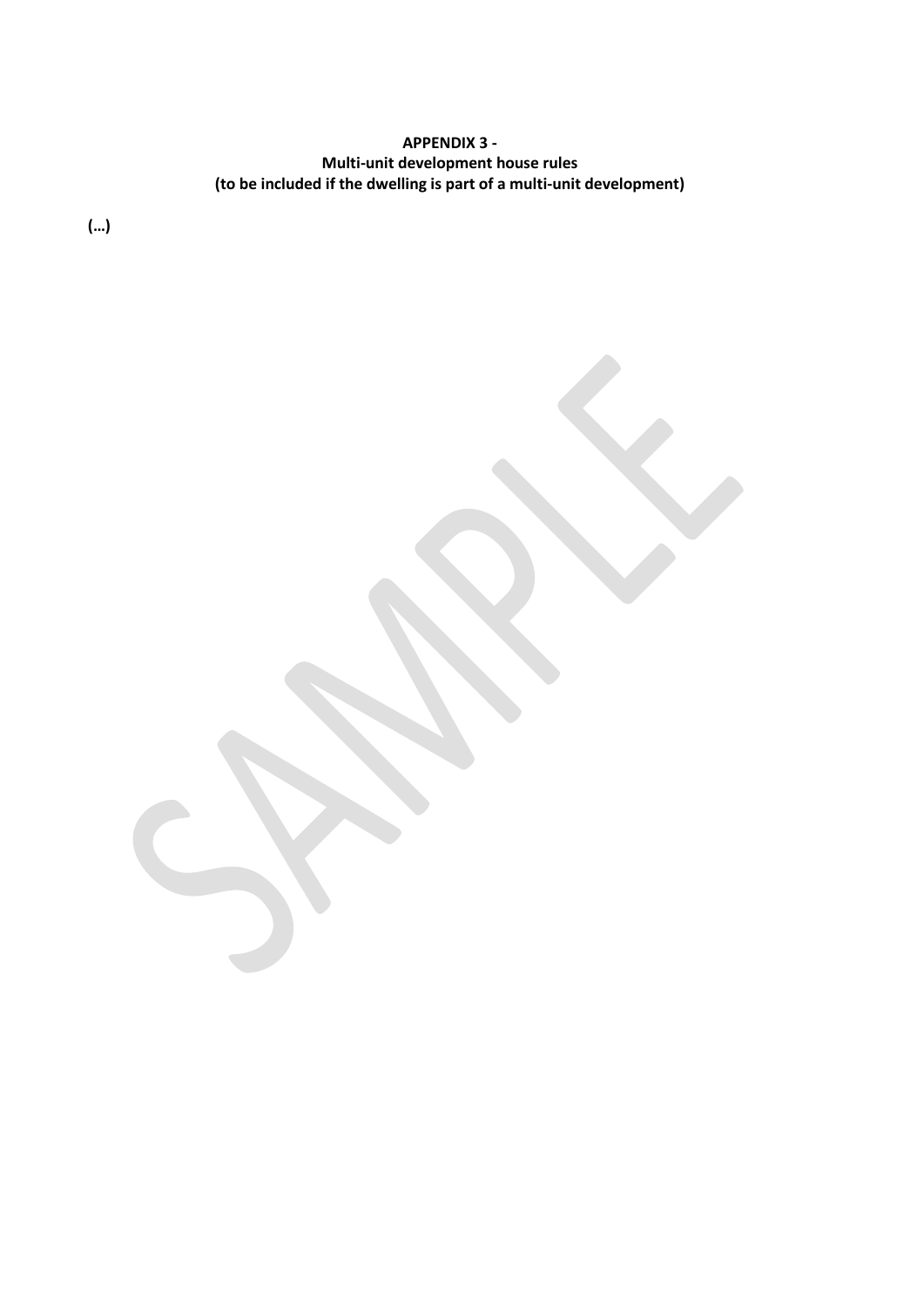**APPENDIX 3 -**
**Multi-unit development house rules**
**(to be included if the dwelling is part of a multi-unit development)**

**(…)**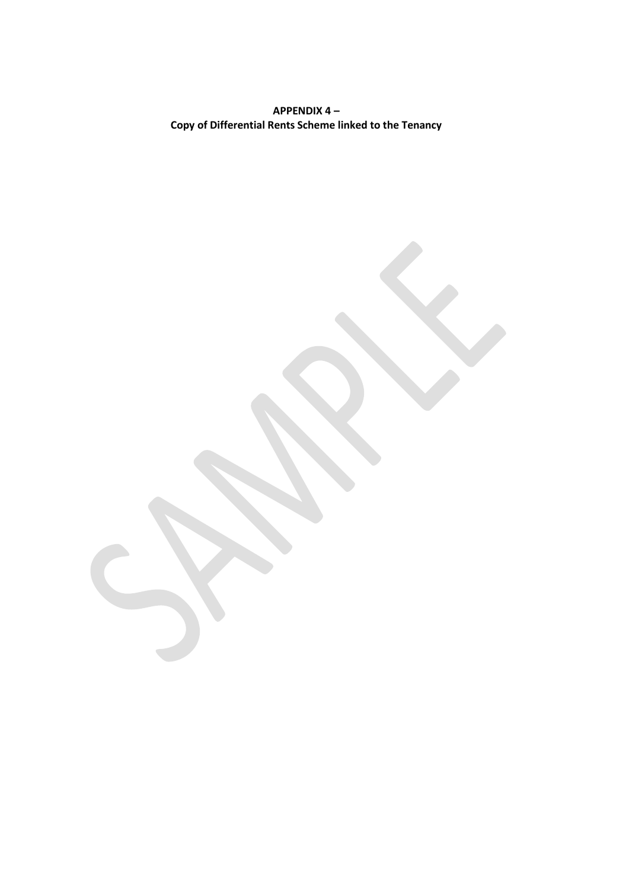**APPENDIX 4 –**
**Copy of Differential Rents Scheme linked to the Tenancy**

SAMPLE